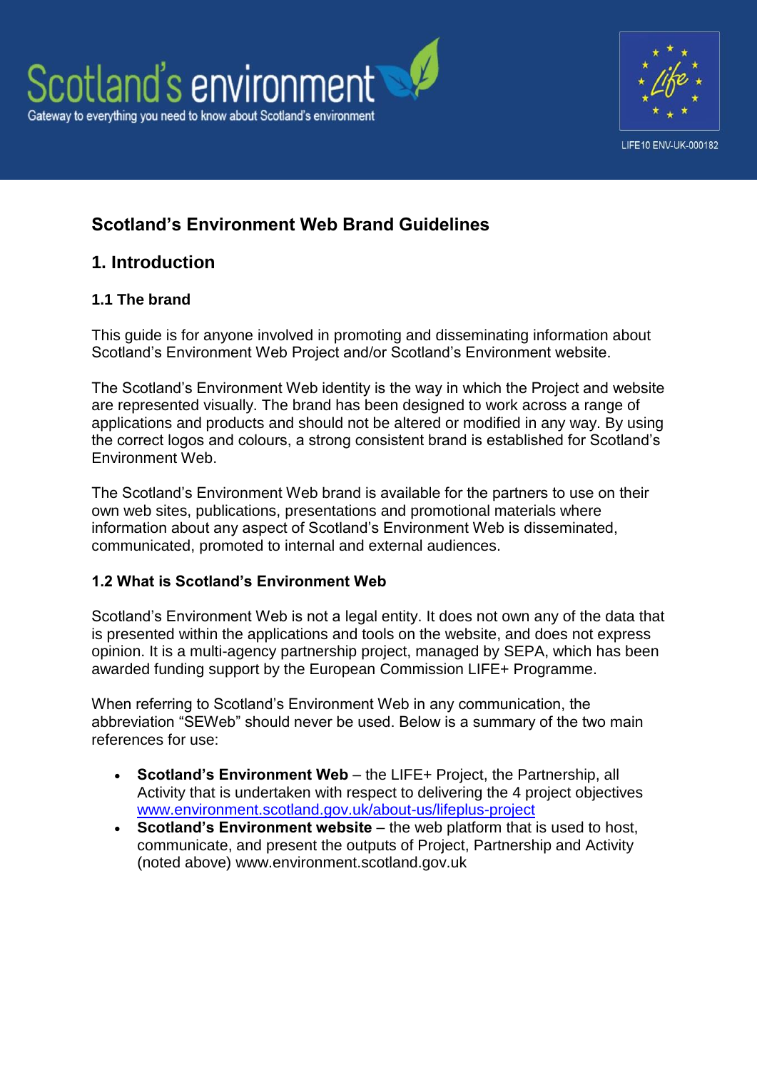Scotland's environment

Gateway to everything you need to know about Scotland's environment

LIFE10 ENV-UK-000182

# Scotland's Environment Web Brand Guidelines

## 1. Introduction

### 1.1 The brand

This guide is for anyone involved in promoting and disseminating information about Scotland's Environment Web Project and/or Scotland's Environment website.

The Scotland's Environment Web identity is the way in which the Project and website are represented visually. The brand has been designed to work across a range of applications and products and should not be altered or modified in any way. By using the correct logos and colours, a strong consistent brand is established for Scotland's Environment Web.

The Scotland's Environment Web brand is available for the partners to use on their own web sites, publications, presentations and promotional materials where information about any aspect of Scotland's Environment Web is disseminated, communicated, promoted to internal and external audiences.

### 1.2 What is Scotland's Environment Web

Scotland's Environment Web is not a legal entity. It does not own any of the data that is presented within the applications and tools on the website, and does not express opinion. It is a multi-agency partnership project, managed by SEPA, which has been awarded funding support by the European Commission LIFE+ Programme.

When referring to Scotland's Environment Web in any communication, the abbreviation "SEWeb" should never be used. Below is a summary of the two main references for use:

- **Scotland's Environment Web** – the LIFE+ Project, the Partnership, all Activity that is undertaken with respect to delivering the 4 project objectives www.environment.scotland.gov.uk/about-us/lifeplus-project
- **Scotland's Environment website** – the web platform that is used to host, communicate, and present the outputs of Project, Partnership and Activity (noted above) www.environment.scotland.gov.uk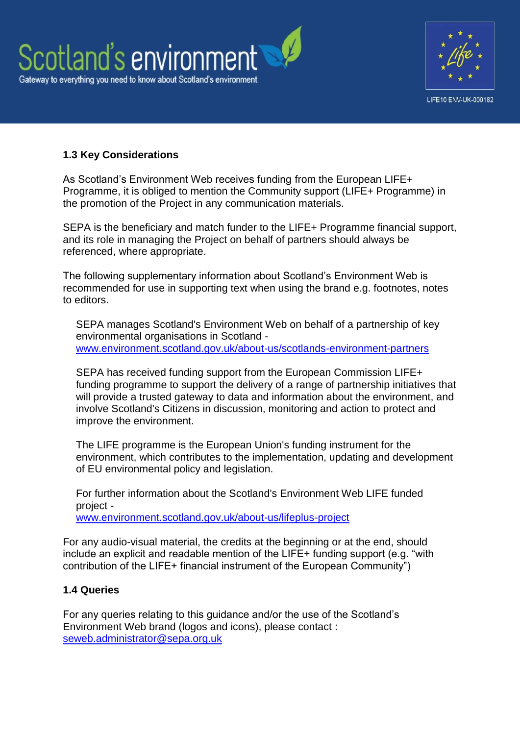### 1.3 Key Considerations

As Scotland's Environment Web receives funding from the European LIFE+ Programme, it is obliged to mention the Community support (LIFE+ Programme) in the promotion of the Project in any communication materials.

SEPA is the beneficiary and match funder to the LIFE+ Programme financial support, and its role in managing the Project on behalf of partners should always be referenced, where appropriate.

The following supplementary information about Scotland's Environment Web is recommended for use in supporting text when using the brand e.g. footnotes, notes to editors.

> SEPA manages Scotland's Environment Web on behalf of a partnership of key environmental organisations in Scotland - www.environment.scotland.gov.uk/about-us/scotlands-environment-partners
>
> SEPA has received funding support from the European Commission LIFE+ funding programme to support the delivery of a range of partnership initiatives that will provide a trusted gateway to data and information about the environment, and involve Scotland's Citizens in discussion, monitoring and action to protect and improve the environment.
>
> The LIFE programme is the European Union's funding instrument for the environment, which contributes to the implementation, updating and development of EU environmental policy and legislation.
>
> For further information about the Scotland's Environment Web LIFE funded project - www.environment.scotland.gov.uk/about-us/lifeplus-project

For any audio-visual material, the credits at the beginning or at the end, should include an explicit and readable mention of the LIFE+ funding support (e.g. "with contribution of the LIFE+ financial instrument of the European Community")

### 1.4 Queries

For any queries relating to this guidance and/or the use of the Scotland's Environment Web brand (logos and icons), please contact : seweb.administrator@sepa.org.uk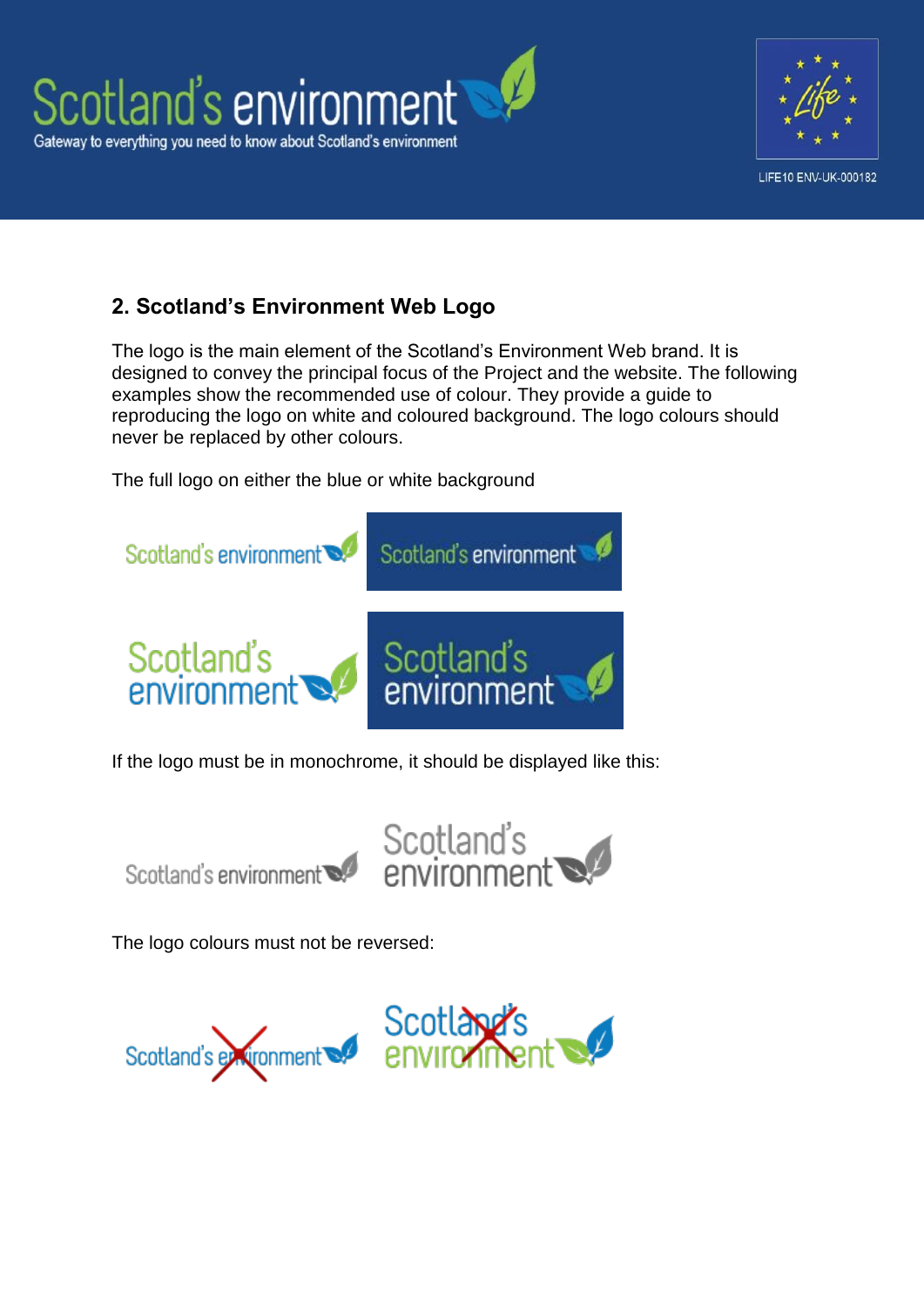## 2. Scotland's Environment Web Logo

The logo is the main element of the Scotland's Environment Web brand. It is designed to convey the principal focus of the Project and the website. The following examples show the recommended use of colour. They provide a guide to reproducing the logo on white and coloured background. The logo colours should never be replaced by other colours.

The full logo on either the blue or white background

If the logo must be in monochrome, it should be displayed like this:

The logo colours must not be reversed: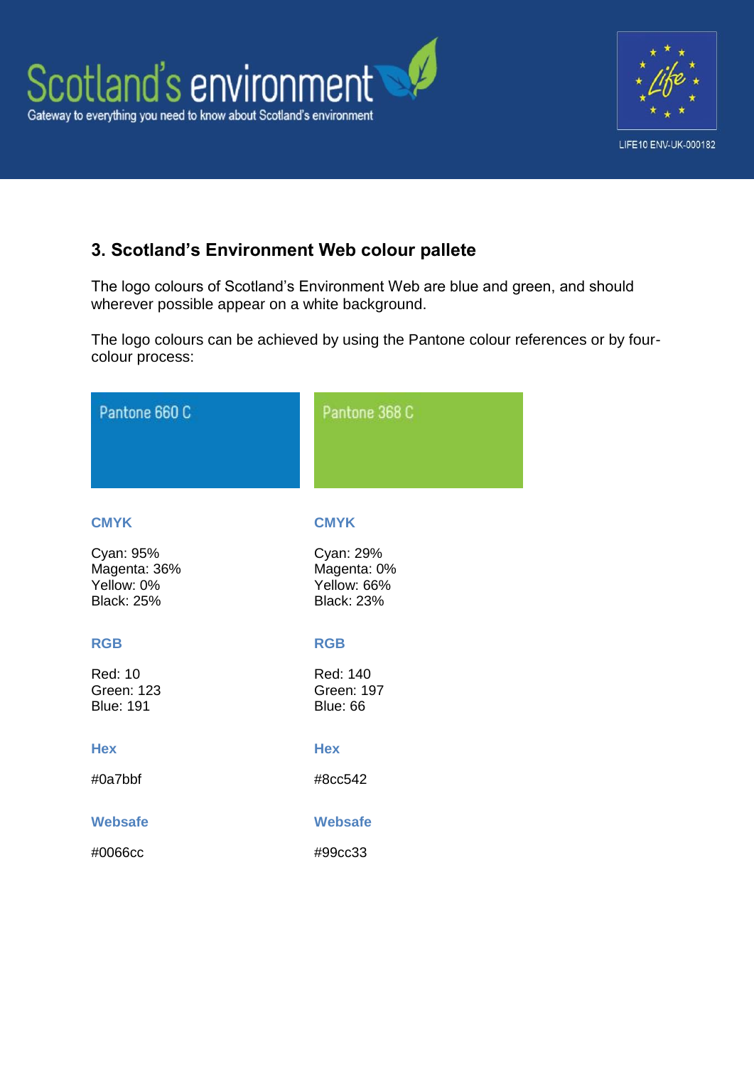## 3. Scotland's Environment Web colour pallete

The logo colours of Scotland's Environment Web are blue and green, and should wherever possible appear on a white background.

The logo colours can be achieved by using the Pantone colour references or by four-colour process:

| Pantone 660 C | Pantone 368 C |
|---|---|
| **CMYK** | **CMYK** |
| Cyan: 95%<br>Magenta: 36%<br>Yellow: 0%<br>Black: 25% | Cyan: 29%<br>Magenta: 0%<br>Yellow: 66%<br>Black: 23% |
| **RGB** | **RGB** |
| Red: 10<br>Green: 123<br>Blue: 191 | Red: 140<br>Green: 197<br>Blue: 66 |
| **Hex** | **Hex** |
| #0a7bbf | #8cc542 |
| **Websafe** | **Websafe** |
| #0066cc | #99cc33 |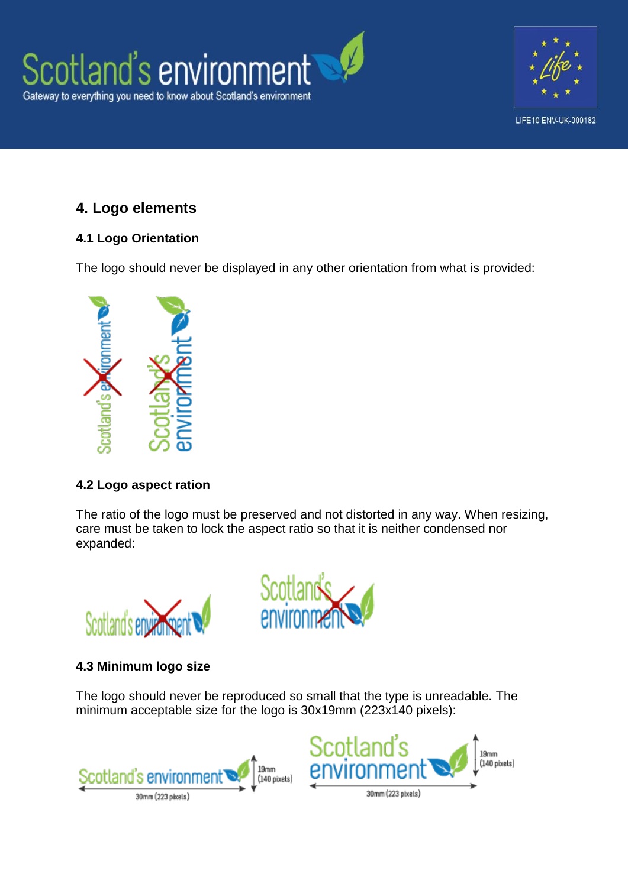## 4. Logo elements

### 4.1 Logo Orientation

The logo should never be displayed in any other orientation from what is provided:

### 4.2 Logo aspect ration

The ratio of the logo must be preserved and not distorted in any way. When resizing, care must be taken to lock the aspect ratio so that it is neither condensed nor expanded:

### 4.3 Minimum logo size

The logo should never be reproduced so small that the type is unreadable. The minimum acceptable size for the logo is 30x19mm (223x140 pixels):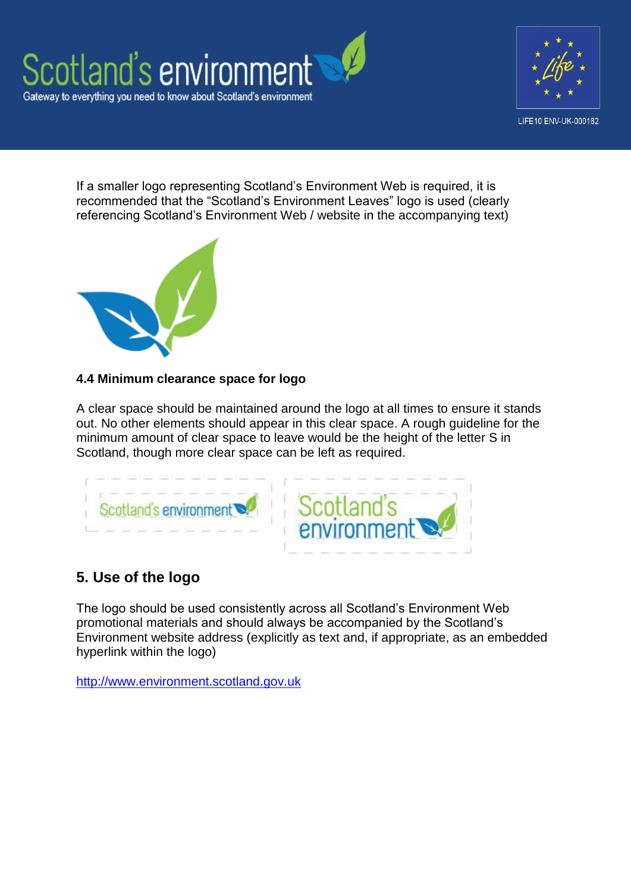If a smaller logo representing Scotland's Environment Web is required, it is recommended that the "Scotland's Environment Leaves" logo is used (clearly referencing Scotland's Environment Web / website in the accompanying text)

### 4.4 Minimum clearance space for logo

A clear space should be maintained around the logo at all times to ensure it stands out. No other elements should appear in this clear space. A rough guideline for the minimum amount of clear space to leave would be the height of the letter S in Scotland, though more clear space can be left as required.

## 5. Use of the logo

The logo should be used consistently across all Scotland's Environment Web promotional materials and should always be accompanied by the Scotland's Environment website address (explicitly as text and, if appropriate, as an embedded hyperlink within the logo)

http://www.environment.scotland.gov.uk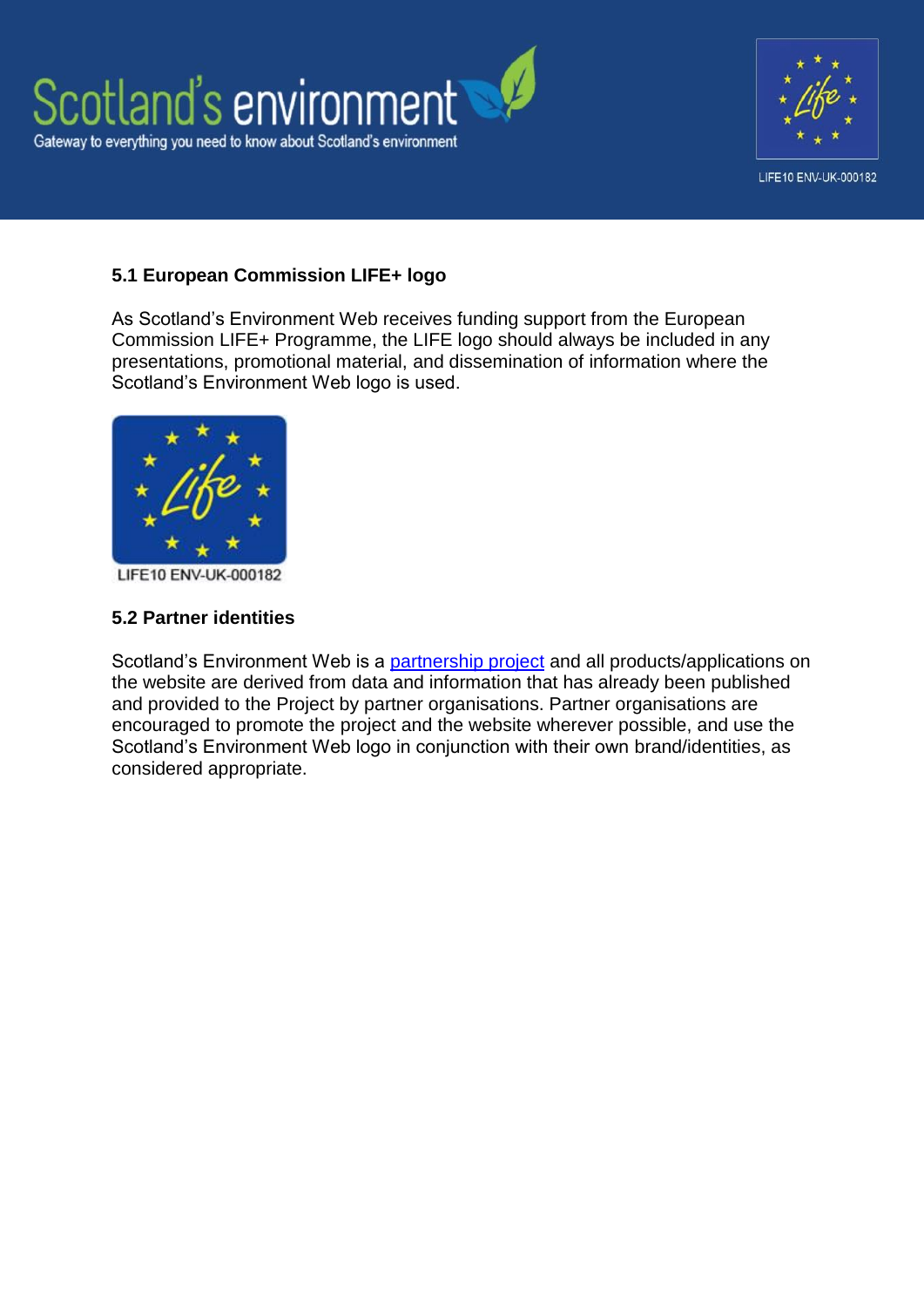### 5.1 European Commission LIFE+ logo

As Scotland's Environment Web receives funding support from the European Commission LIFE+ Programme, the LIFE logo should always be included in any presentations, promotional material, and dissemination of information where the Scotland's Environment Web logo is used.

LIFE10 ENV-UK-000182

### 5.2 Partner identities

Scotland's Environment Web is a partnership project and all products/applications on the website are derived from data and information that has already been published and provided to the Project by partner organisations. Partner organisations are encouraged to promote the project and the website wherever possible, and use the Scotland's Environment Web logo in conjunction with their own brand/identities, as considered appropriate.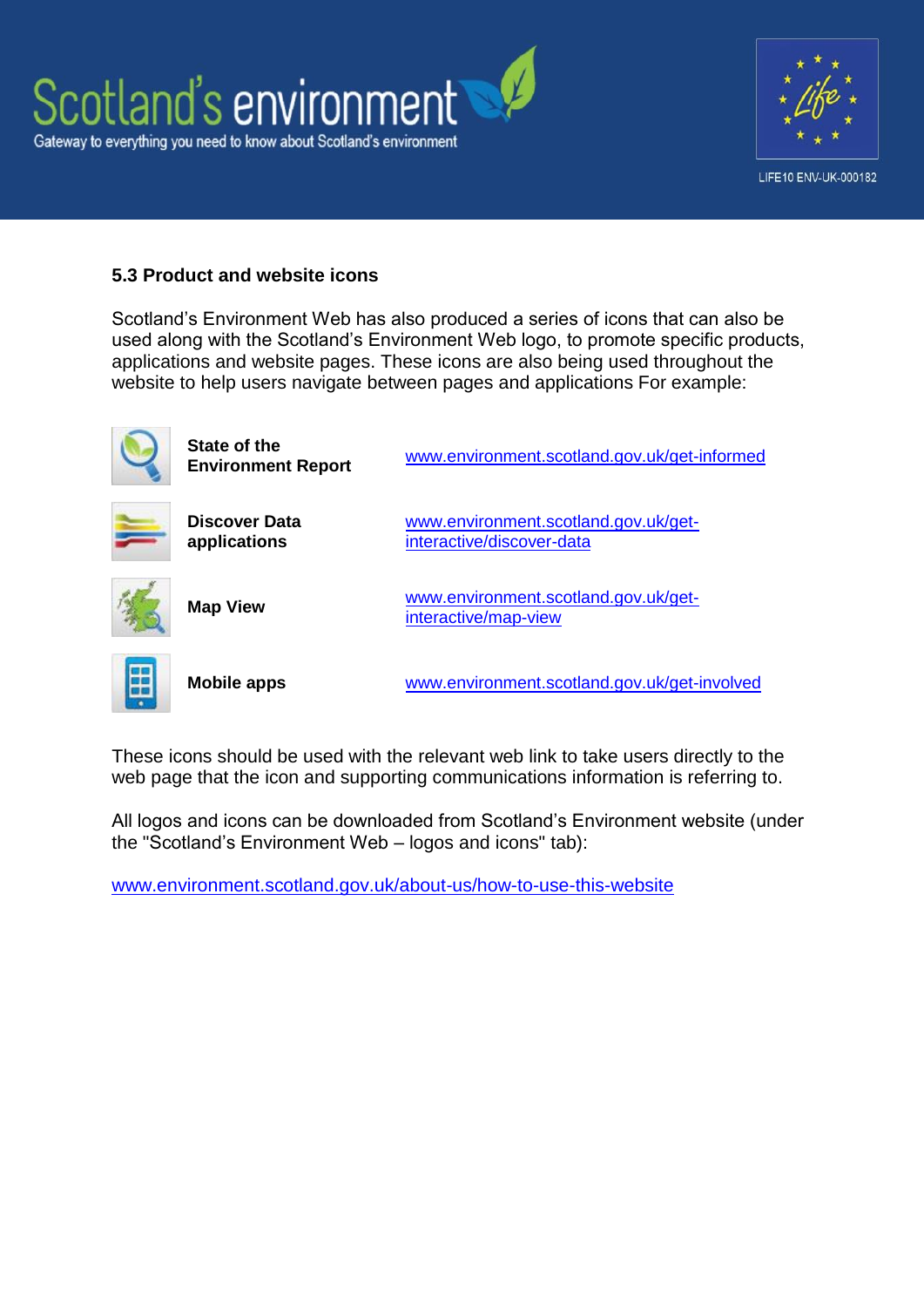### 5.3 Product and website icons

Scotland's Environment Web has also produced a series of icons that can also be used along with the Scotland's Environment Web logo, to promote specific products, applications and website pages. These icons are also being used throughout the website to help users navigate between pages and applications For example:

| | | |
|---|---|---|
| | **State of the Environment Report** | www.environment.scotland.gov.uk/get-informed |
| | **Discover Data applications** | www.environment.scotland.gov.uk/get-interactive/discover-data |
| | **Map View** | www.environment.scotland.gov.uk/get-interactive/map-view |
| | **Mobile apps** | www.environment.scotland.gov.uk/get-involved |

These icons should be used with the relevant web link to take users directly to the web page that the icon and supporting communications information is referring to.

All logos and icons can be downloaded from Scotland's Environment website (under the "Scotland's Environment Web – logos and icons" tab):

www.environment.scotland.gov.uk/about-us/how-to-use-this-website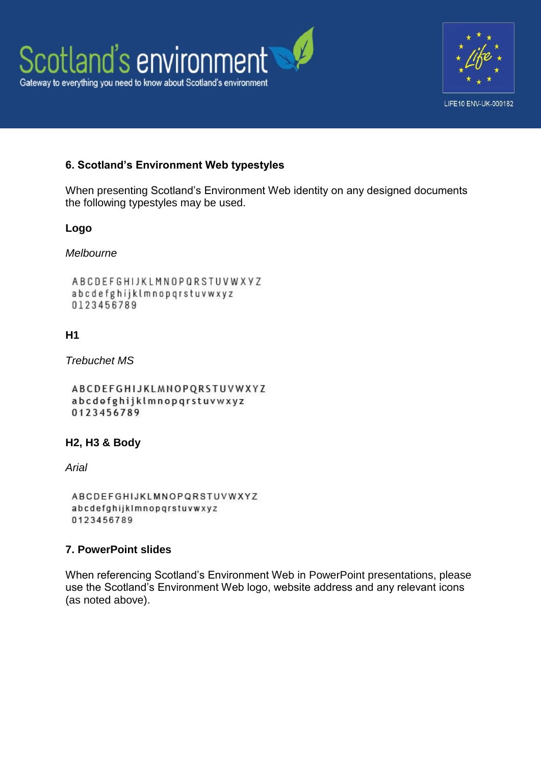## 6. Scotland's Environment Web typestyles

When presenting Scotland's Environment Web identity on any designed documents the following typestyles may be used.

### Logo

*Melbourne*

ABCDEFGHIJKLMNOPQRSTUVWXYZ
abcdefghijklmnopqrstuvwxyz
0123456789

### H1

*Trebuchet MS*

ABCDEFGHIJKLMNOPQRSTUVWXYZ
abcdefghijklmnopqrstuvwxyz
0123456789

### H2, H3 & Body

*Arial*

ABCDEFGHIJKLMNOPQRSTUVWXYZ
abcdefghijklmnopqrstuvwxyz
0123456789

## 7. PowerPoint slides

When referencing Scotland's Environment Web in PowerPoint presentations, please use the Scotland's Environment Web logo, website address and any relevant icons (as noted above).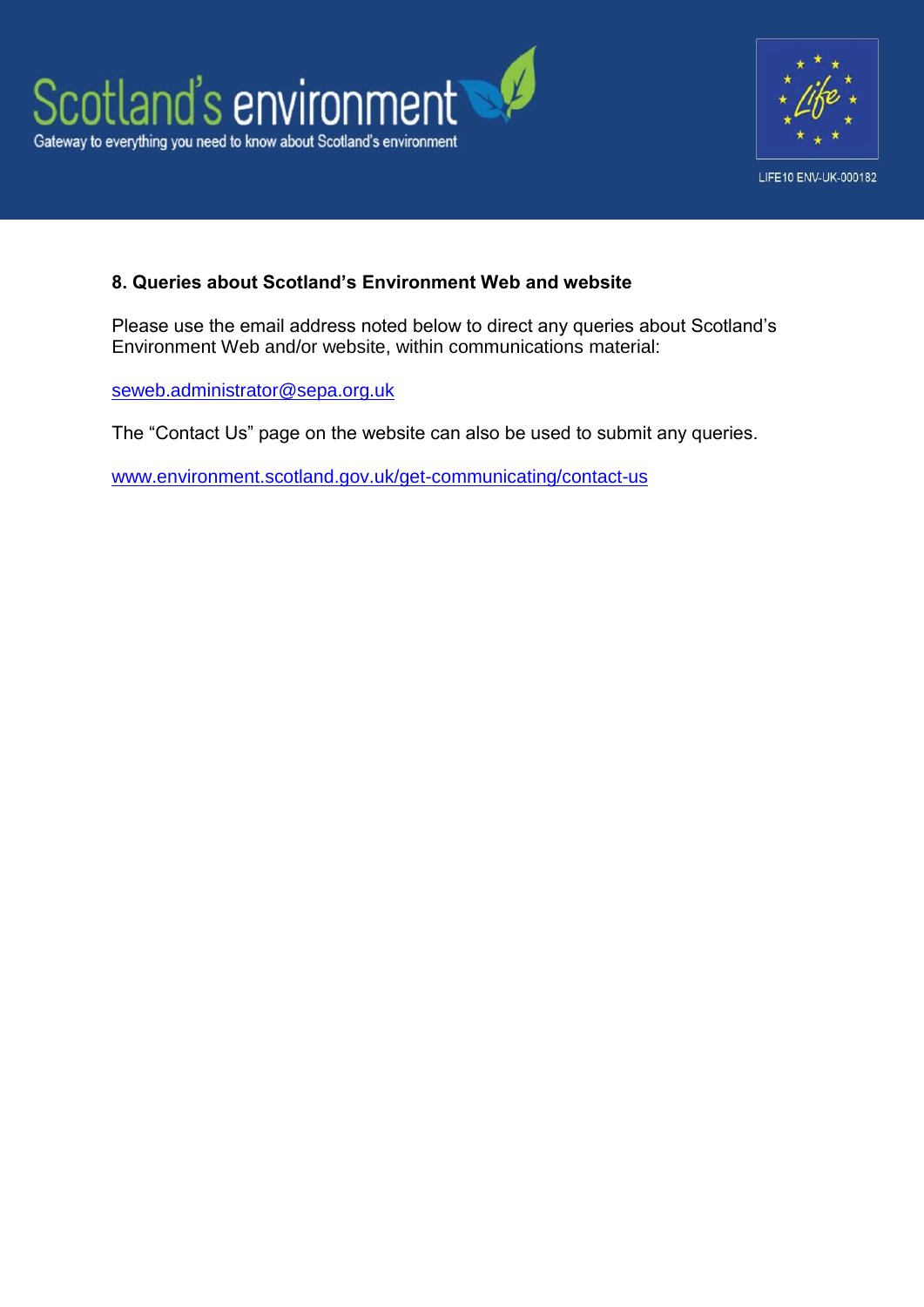### 8. Queries about Scotland's Environment Web and website

Please use the email address noted below to direct any queries about Scotland's Environment Web and/or website, within communications material:

seweb.administrator@sepa.org.uk

The "Contact Us" page on the website can also be used to submit any queries.

www.environment.scotland.gov.uk/get-communicating/contact-us